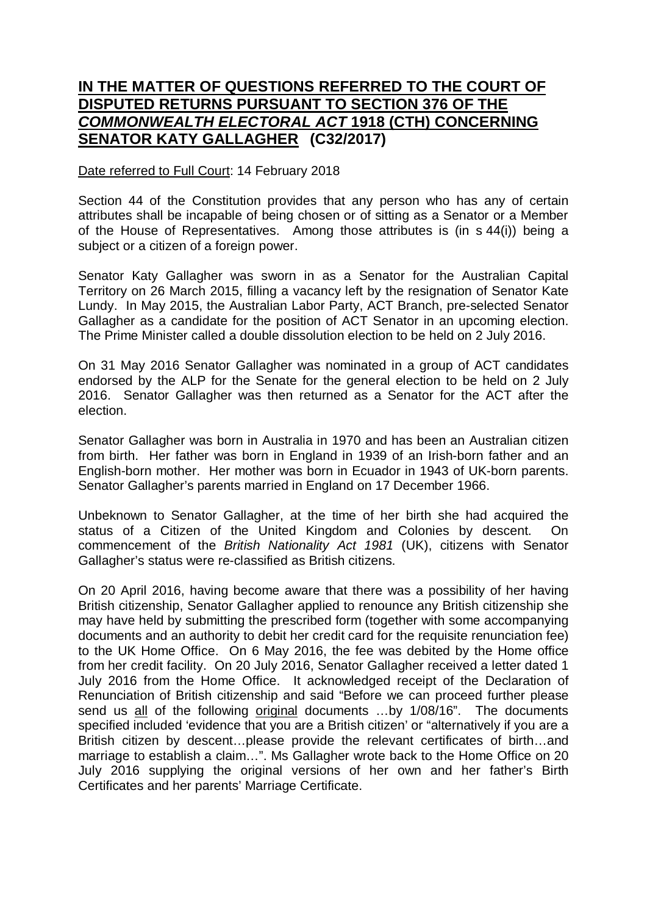## **IN THE MATTER OF QUESTIONS REFERRED TO THE COURT OF DISPUTED RETURNS PURSUANT TO SECTION 376 OF THE *COMMONWEALTH ELECTORAL ACT* 1918 (CTH) CONCERNING SENATOR KATY GALLAGHER (C32/2017)**

Date referred to Full Court: 14 February 2018

Section 44 of the Constitution provides that any person who has any of certain attributes shall be incapable of being chosen or of sitting as a Senator or a Member of the House of Representatives. Among those attributes is (in s 44(i)) being a subject or a citizen of a foreign power.

Senator Katy Gallagher was sworn in as a Senator for the Australian Capital Territory on 26 March 2015, filling a vacancy left by the resignation of Senator Kate Lundy. In May 2015, the Australian Labor Party, ACT Branch, pre-selected Senator Gallagher as a candidate for the position of ACT Senator in an upcoming election. The Prime Minister called a double dissolution election to be held on 2 July 2016.

On 31 May 2016 Senator Gallagher was nominated in a group of ACT candidates endorsed by the ALP for the Senate for the general election to be held on 2 July 2016. Senator Gallagher was then returned as a Senator for the ACT after the election.

Senator Gallagher was born in Australia in 1970 and has been an Australian citizen from birth. Her father was born in England in 1939 of an Irish-born father and an English-born mother. Her mother was born in Ecuador in 1943 of UK-born parents. Senator Gallagher's parents married in England on 17 December 1966.

Unbeknown to Senator Gallagher, at the time of her birth she had acquired the status of a Citizen of the United Kingdom and Colonies by descent. On commencement of the *British Nationality Act 1981* (UK), citizens with Senator Gallagher's status were re-classified as British citizens.

On 20 April 2016, having become aware that there was a possibility of her having British citizenship, Senator Gallagher applied to renounce any British citizenship she may have held by submitting the prescribed form (together with some accompanying documents and an authority to debit her credit card for the requisite renunciation fee) to the UK Home Office. On 6 May 2016, the fee was debited by the Home office from her credit facility. On 20 July 2016, Senator Gallagher received a letter dated 1 July 2016 from the Home Office. It acknowledged receipt of the Declaration of Renunciation of British citizenship and said "Before we can proceed further please send us <u>all</u> of the following <u>original</u> documents …by 1/08/16". The documents specified included 'evidence that you are a British citizen' or "alternatively if you are a British citizen by descent…please provide the relevant certificates of birth…and marriage to establish a claim…". Ms Gallagher wrote back to the Home Office on 20 July 2016 supplying the original versions of her own and her father's Birth Certificates and her parents' Marriage Certificate.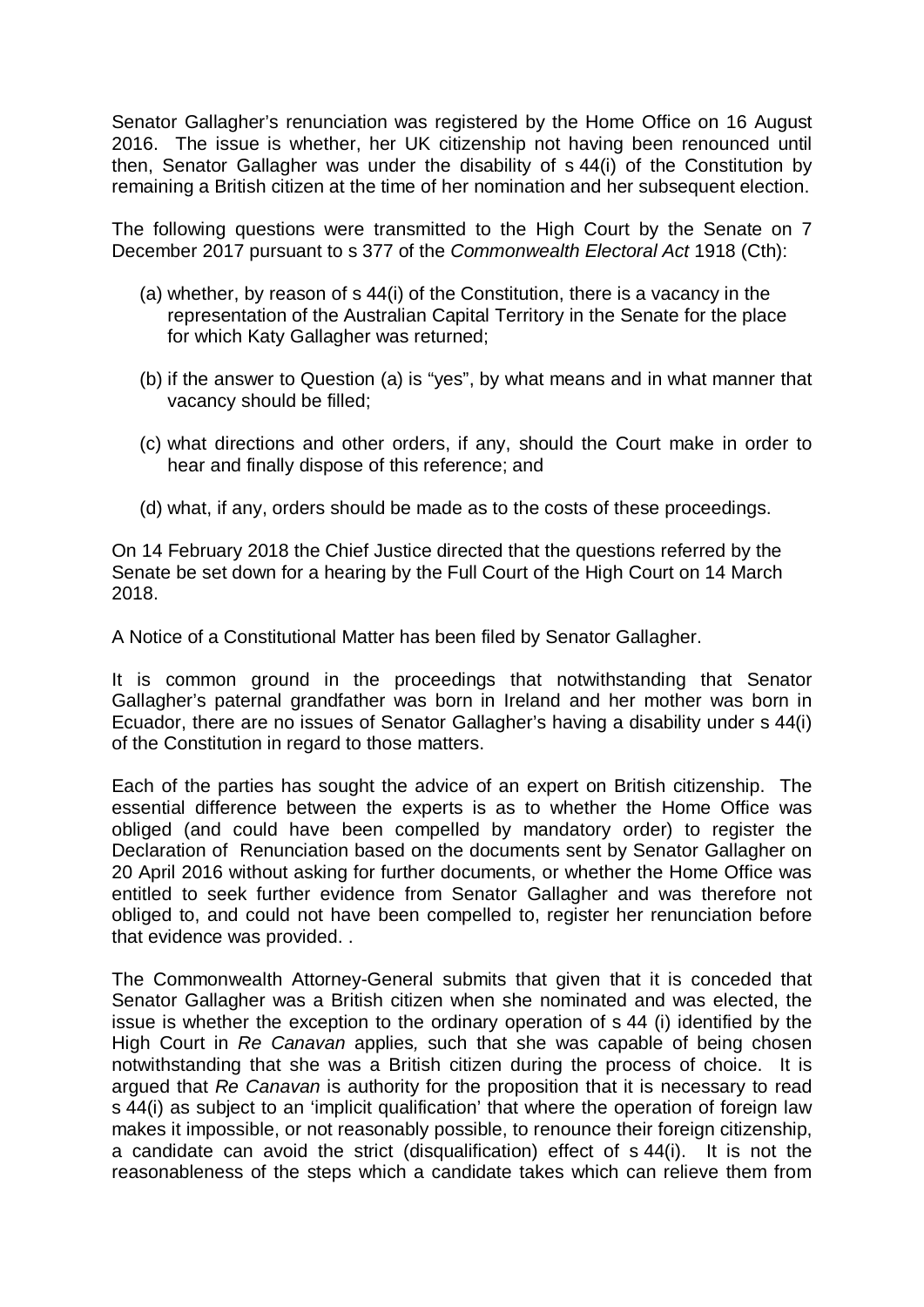Senator Gallagher's renunciation was registered by the Home Office on 16 August 2016. The issue is whether, her UK citizenship not having been renounced until then, Senator Gallagher was under the disability of s 44(i) of the Constitution by remaining a British citizen at the time of her nomination and her subsequent election.

The following questions were transmitted to the High Court by the Senate on 7 December 2017 pursuant to s 377 of the *Commonwealth Electoral Act* 1918 (Cth):

(a) whether, by reason of s 44(i) of the Constitution, there is a vacancy in the representation of the Australian Capital Territory in the Senate for the place for which Katy Gallagher was returned;

(b) if the answer to Question (a) is "yes", by what means and in what manner that vacancy should be filled;

(c) what directions and other orders, if any, should the Court make in order to hear and finally dispose of this reference; and

(d) what, if any, orders should be made as to the costs of these proceedings.

On 14 February 2018 the Chief Justice directed that the questions referred by the Senate be set down for a hearing by the Full Court of the High Court on 14 March 2018.

A Notice of a Constitutional Matter has been filed by Senator Gallagher.

It is common ground in the proceedings that notwithstanding that Senator Gallagher's paternal grandfather was born in Ireland and her mother was born in Ecuador, there are no issues of Senator Gallagher's having a disability under s 44(i) of the Constitution in regard to those matters.

Each of the parties has sought the advice of an expert on British citizenship. The essential difference between the experts is as to whether the Home Office was obliged (and could have been compelled by mandatory order) to register the Declaration of Renunciation based on the documents sent by Senator Gallagher on 20 April 2016 without asking for further documents, or whether the Home Office was entitled to seek further evidence from Senator Gallagher and was therefore not obliged to, and could not have been compelled to, register her renunciation before that evidence was provided. .

The Commonwealth Attorney-General submits that given that it is conceded that Senator Gallagher was a British citizen when she nominated and was elected, the issue is whether the exception to the ordinary operation of s 44 (i) identified by the High Court in *Re Canavan* applies*,* such that she was capable of being chosen notwithstanding that she was a British citizen during the process of choice. It is argued that *Re Canavan* is authority for the proposition that it is necessary to read s 44(i) as subject to an 'implicit qualification' that where the operation of foreign law makes it impossible, or not reasonably possible, to renounce their foreign citizenship, a candidate can avoid the strict (disqualification) effect of s 44(i). It is not the reasonableness of the steps which a candidate takes which can relieve them from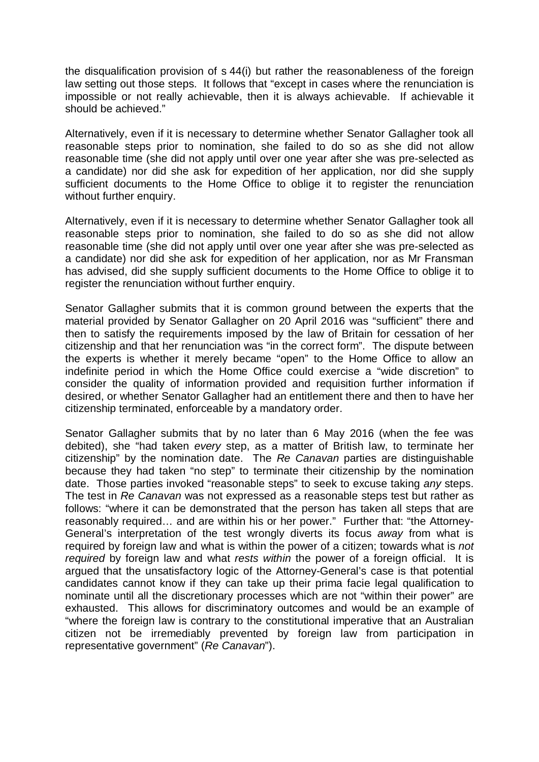the disqualification provision of s 44(i) but rather the reasonableness of the foreign law setting out those steps. It follows that "except in cases where the renunciation is impossible or not really achievable, then it is always achievable. If achievable it should be achieved."

Alternatively, even if it is necessary to determine whether Senator Gallagher took all reasonable steps prior to nomination, she failed to do so as she did not allow reasonable time (she did not apply until over one year after she was pre-selected as a candidate) nor did she ask for expedition of her application, nor did she supply sufficient documents to the Home Office to oblige it to register the renunciation without further enquiry.

Alternatively, even if it is necessary to determine whether Senator Gallagher took all reasonable steps prior to nomination, she failed to do so as she did not allow reasonable time (she did not apply until over one year after she was pre-selected as a candidate) nor did she ask for expedition of her application, nor as Mr Fransman has advised, did she supply sufficient documents to the Home Office to oblige it to register the renunciation without further enquiry.

Senator Gallagher submits that it is common ground between the experts that the material provided by Senator Gallagher on 20 April 2016 was "sufficient" there and then to satisfy the requirements imposed by the law of Britain for cessation of her citizenship and that her renunciation was "in the correct form". The dispute between the experts is whether it merely became "open" to the Home Office to allow an indefinite period in which the Home Office could exercise a "wide discretion" to consider the quality of information provided and requisition further information if desired, or whether Senator Gallagher had an entitlement there and then to have her citizenship terminated, enforceable by a mandatory order.

Senator Gallagher submits that by no later than 6 May 2016 (when the fee was debited), she "had taken *every* step, as a matter of British law, to terminate her citizenship" by the nomination date. The *Re Canavan* parties are distinguishable because they had taken "no step" to terminate their citizenship by the nomination date. Those parties invoked "reasonable steps" to seek to excuse taking *any* steps. The test in *Re Canavan* was not expressed as a reasonable steps test but rather as follows: "where it can be demonstrated that the person has taken all steps that are reasonably required… and are within his or her power." Further that: "the Attorney-General's interpretation of the test wrongly diverts its focus *away* from what is required by foreign law and what is within the power of a citizen; towards what is *not required* by foreign law and what *rests within* the power of a foreign official. It is argued that the unsatisfactory logic of the Attorney-General's case is that potential candidates cannot know if they can take up their prima facie legal qualification to nominate until all the discretionary processes which are not "within their power" are exhausted. This allows for discriminatory outcomes and would be an example of "where the foreign law is contrary to the constitutional imperative that an Australian citizen not be irremediably prevented by foreign law from participation in representative government" (*Re Canavan*").